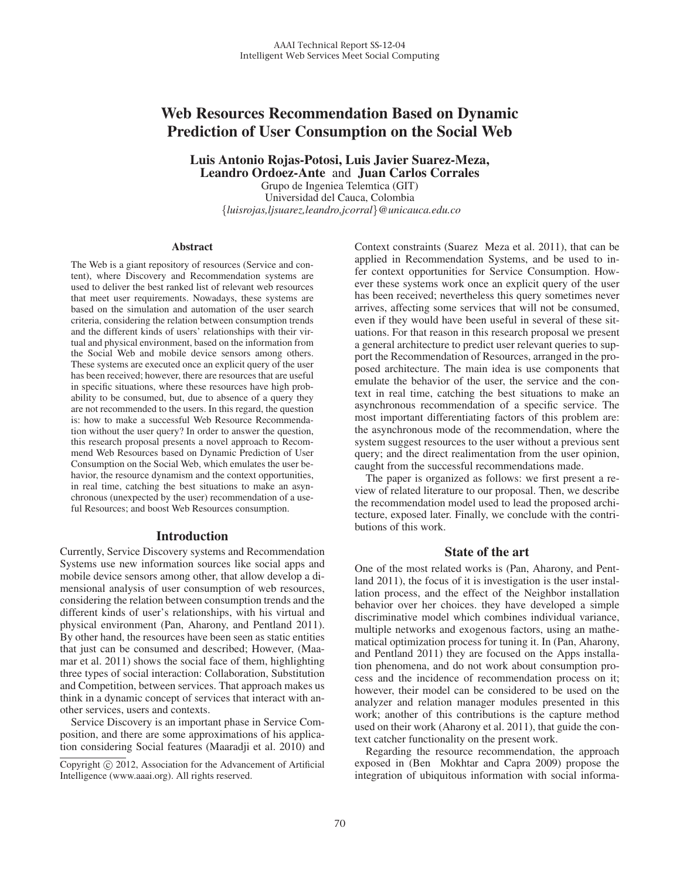# Web Resources Recommendation Based on Dynamic Prediction of User Consumption on the Social Web

**Luis Antonio Rojas-Potosi, Luis Javier Suarez-Meza, Leandro Ordoez-Ante** and **Juan Carlos Corrales**

Grupo de Ingeniea Telemtica (GIT)
Universidad del Cauca, Colombia
{*luisrojas,ljsuarez,leandro,jcorral*}*@unicauca.edu.co*

### Abstract

The Web is a giant repository of resources (Service and content), where Discovery and Recommendation systems are used to deliver the best ranked list of relevant web resources that meet user requirements. Nowadays, these systems are based on the simulation and automation of the user search criteria, considering the relation between consumption trends and the different kinds of users' relationships with their virtual and physical environment, based on the information from the Social Web and mobile device sensors among others. These systems are executed once an explicit query of the user has been received; however, there are resources that are useful in specific situations, where these resources have high probability to be consumed, but, due to absence of a query they are not recommended to the users. In this regard, the question is: how to make a successful Web Resource Recommendation without the user query? In order to answer the question, this research proposal presents a novel approach to Recommend Web Resources based on Dynamic Prediction of User Consumption on the Social Web, which emulates the user behavior, the resource dynamism and the context opportunities, in real time, catching the best situations to make an asynchronous (unexpected by the user) recommendation of a useful Resources; and boost Web Resources consumption.

## Introduction

Currently, Service Discovery systems and Recommendation Systems use new information sources like social apps and mobile device sensors among other, that allow develop a dimensional analysis of user consumption of web resources, considering the relation between consumption trends and the different kinds of user's relationships, with his virtual and physical environment (Pan, Aharony, and Pentland 2011). By other hand, the resources have been seen as static entities that just can be consumed and described; However, (Maamar et al. 2011) shows the social face of them, highlighting three types of social interaction: Collaboration, Substitution and Competition, between services. That approach makes us think in a dynamic concept of services that interact with another services, users and contexts.

Service Discovery is an important phase in Service Composition, and there are some approximations of his application considering Social features (Maaradji et al. 2010) and Context constraints (Suarez Meza et al. 2011), that can be applied in Recommendation Systems, and be used to infer context opportunities for Service Consumption. However these systems work once an explicit query of the user has been received; nevertheless this query sometimes never arrives, affecting some services that will not be consumed, even if they would have been useful in several of these situations. For that reason in this research proposal we present a general architecture to predict user relevant queries to support the Recommendation of Resources, arranged in the proposed architecture. The main idea is use components that emulate the behavior of the user, the service and the context in real time, catching the best situations to make an asynchronous recommendation of a specific service. The most important differentiating factors of this problem are: the asynchronous mode of the recommendation, where the system suggest resources to the user without a previous sent query; and the direct realimentation from the user opinion, caught from the successful recommendations made.

The paper is organized as follows: we first present a review of related literature to our proposal. Then, we describe the recommendation model used to lead the proposed architecture, exposed later. Finally, we conclude with the contributions of this work.

## State of the art

One of the most related works is (Pan, Aharony, and Pentland 2011), the focus of it is investigation is the user installation process, and the effect of the Neighbor installation behavior over her choices. they have developed a simple discriminative model which combines individual variance, multiple networks and exogenous factors, using an mathematical optimization process for tuning it. In (Pan, Aharony, and Pentland 2011) they are focused on the Apps installation phenomena, and do not work about consumption process and the incidence of recommendation process on it; however, their model can be considered to be used on the analyzer and relation manager modules presented in this work; another of this contributions is the capture method used on their work (Aharony et al. 2011), that guide the context catcher functionality on the present work.

Regarding the resource recommendation, the approach exposed in (Ben Mokhtar and Capra 2009) propose the integration of ubiquitous information with social informa-

Copyright © 2012, Association for the Advancement of Artificial Intelligence (www.aaai.org). All rights reserved.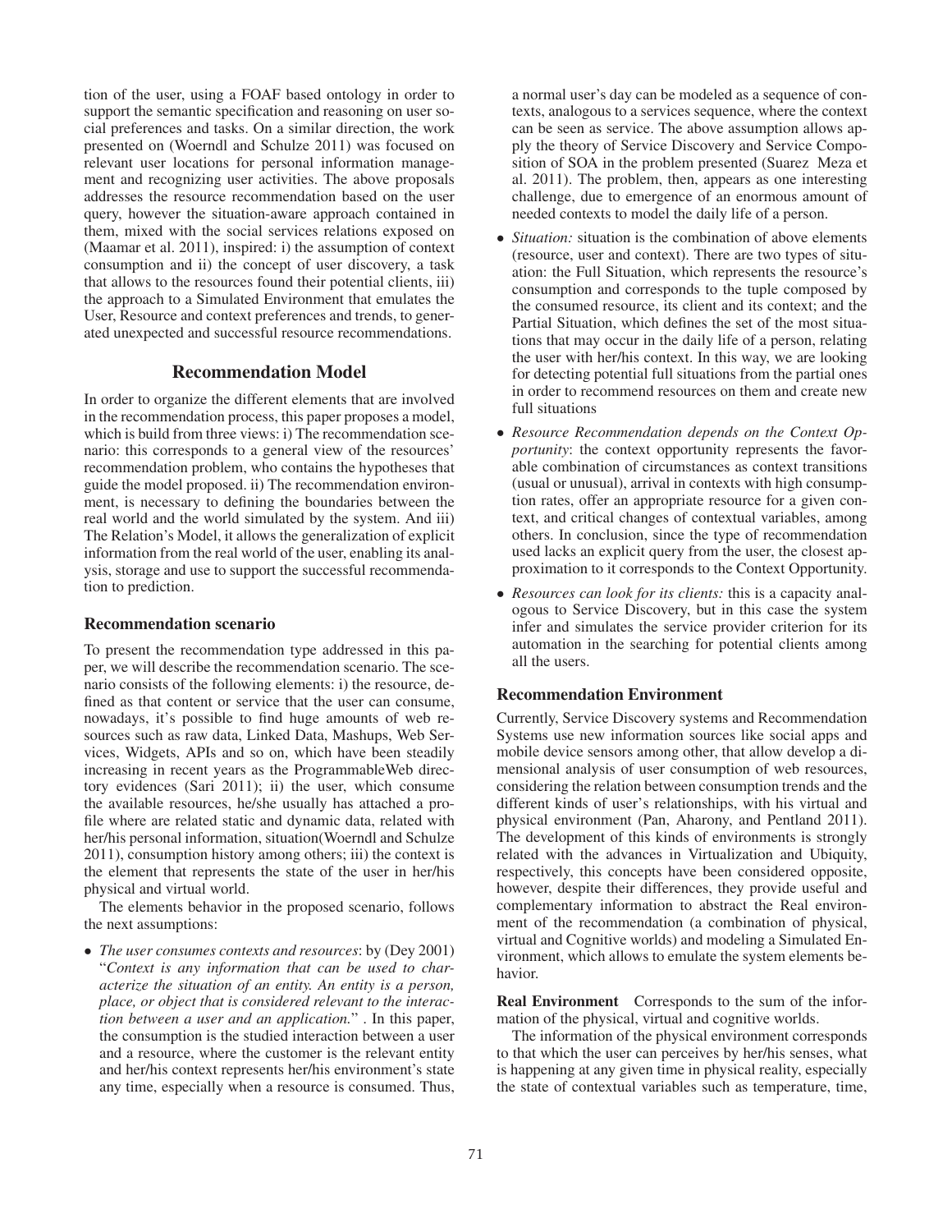tion of the user, using a FOAF based ontology in order to support the semantic specification and reasoning on user social preferences and tasks. On a similar direction, the work presented on (Woerndl and Schulze 2011) was focused on relevant user locations for personal information management and recognizing user activities. The above proposals addresses the resource recommendation based on the user query, however the situation-aware approach contained in them, mixed with the social services relations exposed on (Maamar et al. 2011), inspired: i) the assumption of context consumption and ii) the concept of user discovery, a task that allows to the resources found their potential clients, iii) the approach to a Simulated Environment that emulates the User, Resource and context preferences and trends, to generated unexpected and successful resource recommendations.

## Recommendation Model

In order to organize the different elements that are involved in the recommendation process, this paper proposes a model, which is build from three views: i) The recommendation scenario: this corresponds to a general view of the resources' recommendation problem, who contains the hypotheses that guide the model proposed. ii) The recommendation environment, is necessary to defining the boundaries between the real world and the world simulated by the system. And iii) The Relation's Model, it allows the generalization of explicit information from the real world of the user, enabling its analysis, storage and use to support the successful recommendation to prediction.

### Recommendation scenario

To present the recommendation type addressed in this paper, we will describe the recommendation scenario. The scenario consists of the following elements: i) the resource, defined as that content or service that the user can consume, nowadays, it's possible to find huge amounts of web resources such as raw data, Linked Data, Mashups, Web Services, Widgets, APIs and so on, which have been steadily increasing in recent years as the ProgrammableWeb directory evidences (Sari 2011); ii) the user, which consume the available resources, he/she usually has attached a profile where are related static and dynamic data, related with her/his personal information, situation(Woerndl and Schulze 2011), consumption history among others; iii) the context is the element that represents the state of the user in her/his physical and virtual world.

The elements behavior in the proposed scenario, follows the next assumptions:

- *The user consumes contexts and resources*: by (Dey 2001) "*Context is any information that can be used to characterize the situation of an entity. An entity is a person, place, or object that is considered relevant to the interaction between a user and an application.*" . In this paper, the consumption is the studied interaction between a user and a resource, where the customer is the relevant entity and her/his context represents her/his environment's state any time, especially when a resource is consumed. Thus, a normal user's day can be modeled as a sequence of contexts, analogous to a services sequence, where the context can be seen as service. The above assumption allows apply the theory of Service Discovery and Service Composition of SOA in the problem presented (Suarez Meza et al. 2011). The problem, then, appears as one interesting challenge, due to emergence of an enormous amount of needed contexts to model the daily life of a person.
- *Situation:* situation is the combination of above elements (resource, user and context). There are two types of situation: the Full Situation, which represents the resource's consumption and corresponds to the tuple composed by the consumed resource, its client and its context; and the Partial Situation, which defines the set of the most situations that may occur in the daily life of a person, relating the user with her/his context. In this way, we are looking for detecting potential full situations from the partial ones in order to recommend resources on them and create new full situations
- *Resource Recommendation depends on the Context Opportunity*: the context opportunity represents the favorable combination of circumstances as context transitions (usual or unusual), arrival in contexts with high consumption rates, offer an appropriate resource for a given context, and critical changes of contextual variables, among others. In conclusion, since the type of recommendation used lacks an explicit query from the user, the closest approximation to it corresponds to the Context Opportunity.
- *Resources can look for its clients:* this is a capacity analogous to Service Discovery, but in this case the system infer and simulates the service provider criterion for its automation in the searching for potential clients among all the users.

### Recommendation Environment

Currently, Service Discovery systems and Recommendation Systems use new information sources like social apps and mobile device sensors among other, that allow develop a dimensional analysis of user consumption of web resources, considering the relation between consumption trends and the different kinds of user's relationships, with his virtual and physical environment (Pan, Aharony, and Pentland 2011). The development of this kinds of environments is strongly related with the advances in Virtualization and Ubiquity, respectively, this concepts have been considered opposite, however, despite their differences, they provide useful and complementary information to abstract the Real environment of the recommendation (a combination of physical, virtual and Cognitive worlds) and modeling a Simulated Environment, which allows to emulate the system elements behavior.

**Real Environment** Corresponds to the sum of the information of the physical, virtual and cognitive worlds.

The information of the physical environment corresponds to that which the user can perceives by her/his senses, what is happening at any given time in physical reality, especially the state of contextual variables such as temperature, time,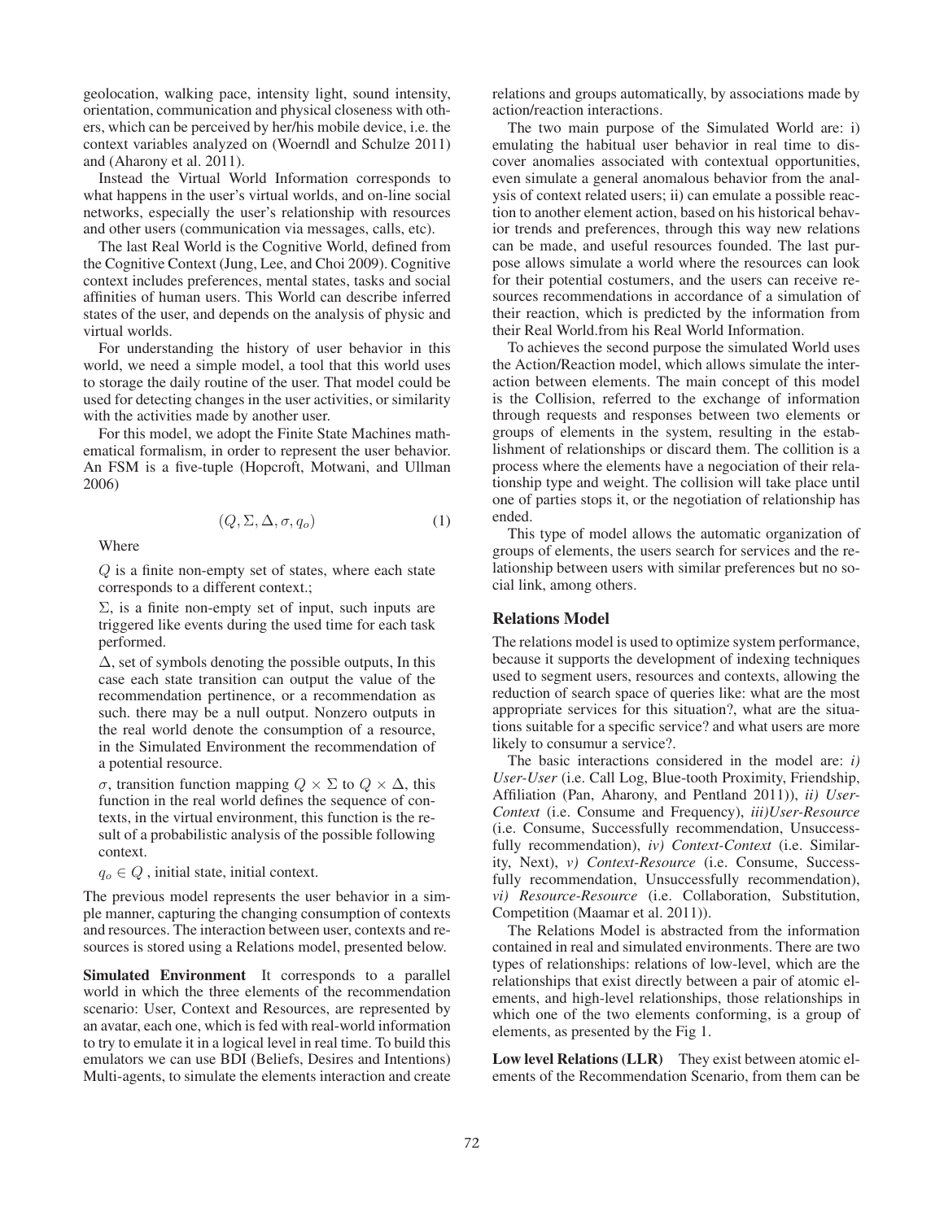geolocation, walking pace, intensity light, sound intensity, orientation, communication and physical closeness with others, which can be perceived by her/his mobile device, i.e. the context variables analyzed on (Woerndl and Schulze 2011) and (Aharony et al. 2011).

Instead the Virtual World Information corresponds to what happens in the user's virtual worlds, and on-line social networks, especially the user's relationship with resources and other users (communication via messages, calls, etc).

The last Real World is the Cognitive World, defined from the Cognitive Context (Jung, Lee, and Choi 2009). Cognitive context includes preferences, mental states, tasks and social affinities of human users. This World can describe inferred states of the user, and depends on the analysis of physic and virtual worlds.

For understanding the history of user behavior in this world, we need a simple model, a tool that this world uses to storage the daily routine of the user. That model could be used for detecting changes in the user activities, or similarity with the activities made by another user.

For this model, we adopt the Finite State Machines mathematical formalism, in order to represent the user behavior. An FSM is a five-tuple (Hopcroft, Motwani, and Ullman 2006)

$$(Q, \Sigma, \Delta, \sigma, q_o) \quad (1)$$

Where

$Q$ is a finite non-empty set of states, where each state corresponds to a different context.;

$\Sigma$, is a finite non-empty set of input, such inputs are triggered like events during the used time for each task performed.

$\Delta$, set of symbols denoting the possible outputs, In this case each state transition can output the value of the recommendation pertinence, or a recommendation as such. there may be a null output. Nonzero outputs in the real world denote the consumption of a resource, in the Simulated Environment the recommendation of a potential resource.

$\sigma$, transition function mapping $Q \times \Sigma$ to $Q \times \Delta$, this function in the real world defines the sequence of contexts, in the virtual environment, this function is the result of a probabilistic analysis of the possible following context.

$q_o \in Q$ , initial state, initial context.

The previous model represents the user behavior in a simple manner, capturing the changing consumption of contexts and resources. The interaction between user, contexts and resources is stored using a Relations model, presented below.

**Simulated Environment** It corresponds to a parallel world in which the three elements of the recommendation scenario: User, Context and Resources, are represented by an avatar, each one, which is fed with real-world information to try to emulate it in a logical level in real time. To build this emulators we can use BDI (Beliefs, Desires and Intentions) Multi-agents, to simulate the elements interaction and create relations and groups automatically, by associations made by action/reaction interactions.

The two main purpose of the Simulated World are: i) emulating the habitual user behavior in real time to discover anomalies associated with contextual opportunities, even simulate a general anomalous behavior from the analysis of context related users; ii) can emulate a possible reaction to another element action, based on his historical behavior trends and preferences, through this way new relations can be made, and useful resources founded. The last purpose allows simulate a world where the resources can look for their potential costumers, and the users can receive resources recommendations in accordance of a simulation of their reaction, which is predicted by the information from their Real World.from his Real World Information.

To achieves the second purpose the simulated World uses the Action/Reaction model, which allows simulate the interaction between elements. The main concept of this model is the Collision, referred to the exchange of information through requests and responses between two elements or groups of elements in the system, resulting in the establishment of relationships or discard them. The collition is a process where the elements have a negociation of their relationship type and weight. The collision will take place until one of parties stops it, or the negotiation of relationship has ended.

This type of model allows the automatic organization of groups of elements, the users search for services and the relationship between users with similar preferences but no social link, among others.

### Relations Model

The relations model is used to optimize system performance, because it supports the development of indexing techniques used to segment users, resources and contexts, allowing the reduction of search space of queries like: what are the most appropriate services for this situation?, what are the situations suitable for a specific service? and what users are more likely to consumur a service?.

The basic interactions considered in the model are: *i) User-User* (i.e. Call Log, Blue-tooth Proximity, Friendship, Affiliation (Pan, Aharony, and Pentland 2011)), *ii) User-Context* (i.e. Consume and Frequency), *iii)User-Resource* (i.e. Consume, Successfully recommendation, Unsuccessfully recommendation), *iv) Context-Context* (i.e. Similarity, Next), *v) Context-Resource* (i.e. Consume, Successfully recommendation, Unsuccessfully recommendation), *vi) Resource-Resource* (i.e. Collaboration, Substitution, Competition (Maamar et al. 2011)).

The Relations Model is abstracted from the information contained in real and simulated environments. There are two types of relationships: relations of low-level, which are the relationships that exist directly between a pair of atomic elements, and high-level relationships, those relationships in which one of the two elements conforming, is a group of elements, as presented by the Fig 1.

**Low level Relations (LLR)** They exist between atomic elements of the Recommendation Scenario, from them can be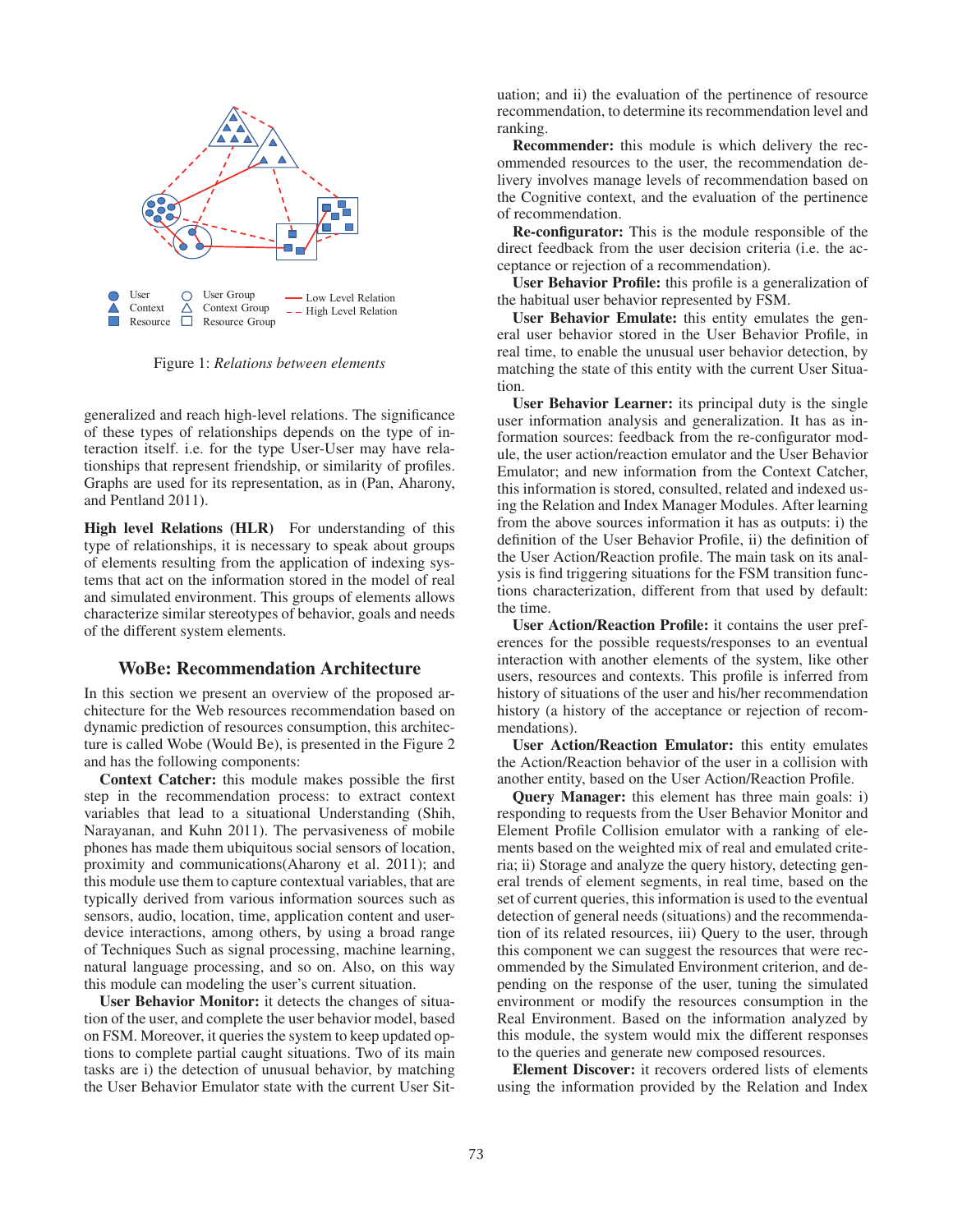User Context Resource User Group Context Group Resource Group Low Level Relation High Level Relation

Figure 1: *Relations between elements*

generalized and reach high-level relations. The significance of these types of relationships depends on the type of interaction itself. i.e. for the type User-User may have relationships that represent friendship, or similarity of profiles. Graphs are used for its representation, as in (Pan, Aharony, and Pentland 2011).

**High level Relations (HLR)** For understanding of this type of relationships, it is necessary to speak about groups of elements resulting from the application of indexing systems that act on the information stored in the model of real and simulated environment. This groups of elements allows characterize similar stereotypes of behavior, goals and needs of the different system elements.

## WoBe: Recommendation Architecture

In this section we present an overview of the proposed architecture for the Web resources recommendation based on dynamic prediction of resources consumption, this architecture is called Wobe (Would Be), is presented in the Figure 2 and has the following components:

**Context Catcher:** this module makes possible the first step in the recommendation process: to extract context variables that lead to a situational Understanding (Shih, Narayanan, and Kuhn 2011). The pervasiveness of mobile phones has made them ubiquitous social sensors of location, proximity and communications(Aharony et al. 2011); and this module use them to capture contextual variables, that are typically derived from various information sources such as sensors, audio, location, time, application content and user-device interactions, among others, by using a broad range of Techniques Such as signal processing, machine learning, natural language processing, and so on. Also, on this way this module can modeling the user's current situation.

**User Behavior Monitor:** it detects the changes of situation of the user, and complete the user behavior model, based on FSM. Moreover, it queries the system to keep updated options to complete partial caught situations. Two of its main tasks are i) the detection of unusual behavior, by matching the User Behavior Emulator state with the current User Situation; and ii) the evaluation of the pertinence of resource recommendation, to determine its recommendation level and ranking.

**Recommender:** this module is which delivery the recommended resources to the user, the recommendation delivery involves manage levels of recommendation based on the Cognitive context, and the evaluation of the pertinence of recommendation.

**Re-configurator:** This is the module responsible of the direct feedback from the user decision criteria (i.e. the acceptance or rejection of a recommendation).

**User Behavior Profile:** this profile is a generalization of the habitual user behavior represented by FSM.

**User Behavior Emulate:** this entity emulates the general user behavior stored in the User Behavior Profile, in real time, to enable the unusual user behavior detection, by matching the state of this entity with the current User Situation.

**User Behavior Learner:** its principal duty is the single user information analysis and generalization. It has as information sources: feedback from the re-configurator module, the user action/reaction emulator and the User Behavior Emulator; and new information from the Context Catcher, this information is stored, consulted, related and indexed using the Relation and Index Manager Modules. After learning from the above sources information it has as outputs: i) the definition of the User Behavior Profile, ii) the definition of the User Action/Reaction profile. The main task on its analysis is find triggering situations for the FSM transition functions characterization, different from that used by default: the time.

**User Action/Reaction Profile:** it contains the user preferences for the possible requests/responses to an eventual interaction with another elements of the system, like other users, resources and contexts. This profile is inferred from history of situations of the user and his/her recommendation history (a history of the acceptance or rejection of recommendations).

**User Action/Reaction Emulator:** this entity emulates the Action/Reaction behavior of the user in a collision with another entity, based on the User Action/Reaction Profile.

**Query Manager:** this element has three main goals: i) responding to requests from the User Behavior Monitor and Element Profile Collision emulator with a ranking of elements based on the weighted mix of real and emulated criteria; ii) Storage and analyze the query history, detecting general trends of element segments, in real time, based on the set of current queries, this information is used to the eventual detection of general needs (situations) and the recommendation of its related resources, iii) Query to the user, through this component we can suggest the resources that were recommended by the Simulated Environment criterion, and depending on the response of the user, tuning the simulated environment or modify the resources consumption in the Real Environment. Based on the information analyzed by this module, the system would mix the different responses to the queries and generate new composed resources.

**Element Discover:** it recovers ordered lists of elements using the information provided by the Relation and Index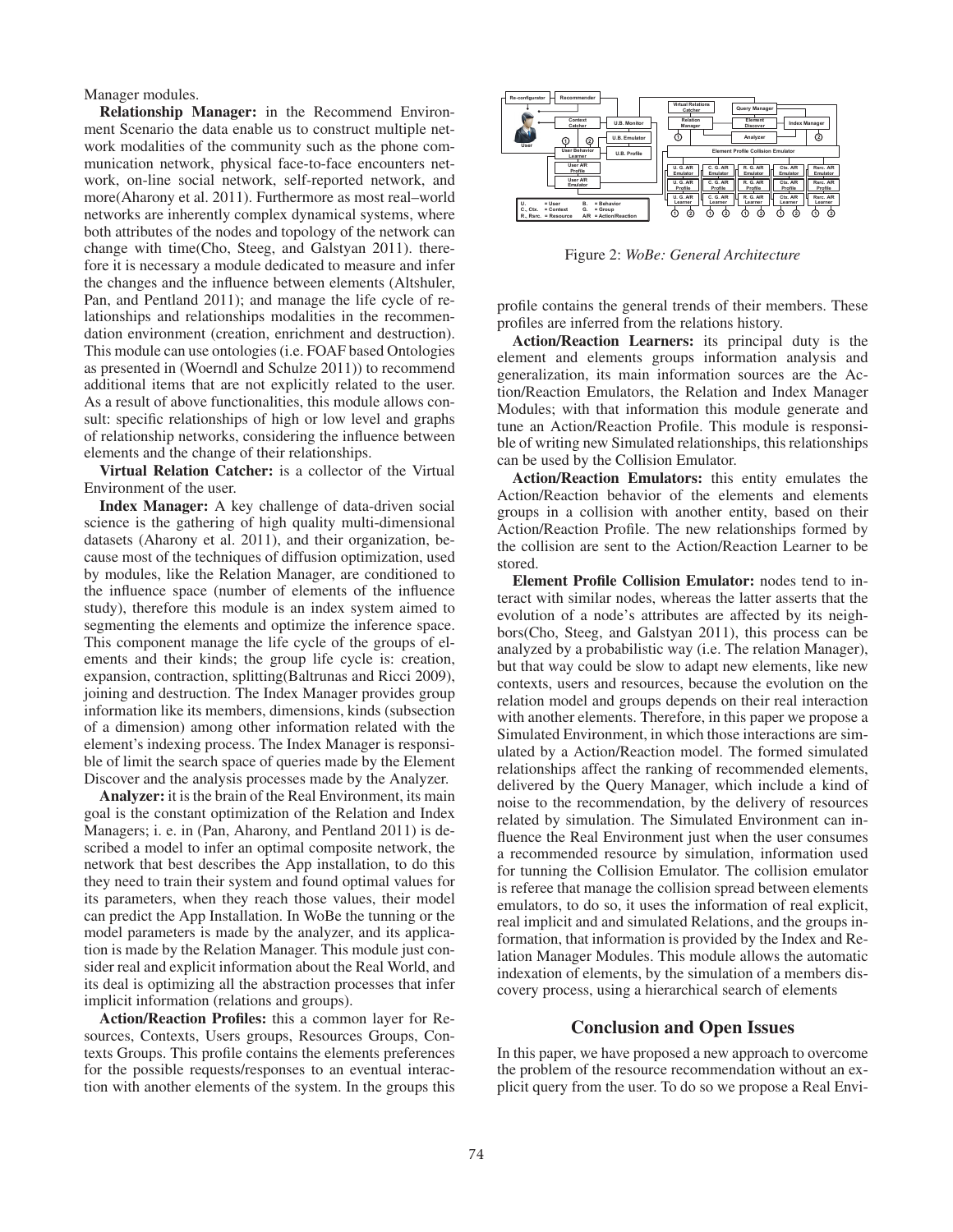Manager modules.

**Relationship Manager:** in the Recommend Environment Scenario the data enable us to construct multiple network modalities of the community such as the phone communication network, physical face-to-face encounters network, on-line social network, self-reported network, and more(Aharony et al. 2011). Furthermore as most real–world networks are inherently complex dynamical systems, where both attributes of the nodes and topology of the network can change with time(Cho, Steeg, and Galstyan 2011). therefore it is necessary a module dedicated to measure and infer the changes and the influence between elements (Altshuler, Pan, and Pentland 2011); and manage the life cycle of relationships and relationships modalities in the recommendation environment (creation, enrichment and destruction). This module can use ontologies (i.e. FOAF based Ontologies as presented in (Woerndl and Schulze 2011)) to recommend additional items that are not explicitly related to the user. As a result of above functionalities, this module allows consult: specific relationships of high or low level and graphs of relationship networks, considering the influence between elements and the change of their relationships.

**Virtual Relation Catcher:** is a collector of the Virtual Environment of the user.

**Index Manager:** A key challenge of data-driven social science is the gathering of high quality multi-dimensional datasets (Aharony et al. 2011), and their organization, because most of the techniques of diffusion optimization, used by modules, like the Relation Manager, are conditioned to the influence space (number of elements of the influence study), therefore this module is an index system aimed to segmenting the elements and optimize the inference space. This component manage the life cycle of the groups of elements and their kinds; the group life cycle is: creation, expansion, contraction, splitting(Baltrunas and Ricci 2009), joining and destruction. The Index Manager provides group information like its members, dimensions, kinds (subsection of a dimension) among other information related with the element's indexing process. The Index Manager is responsible of limit the search space of queries made by the Element Discover and the analysis processes made by the Analyzer.

**Analyzer:** it is the brain of the Real Environment, its main goal is the constant optimization of the Relation and Index Managers; i. e. in (Pan, Aharony, and Pentland 2011) is described a model to infer an optimal composite network, the network that best describes the App installation, to do this they need to train their system and found optimal values for its parameters, when they reach those values, their model can predict the App Installation. In WoBe the tunning or the model parameters is made by the analyzer, and its application is made by the Relation Manager. This module just consider real and explicit information about the Real World, and its deal is optimizing all the abstraction processes that infer implicit information (relations and groups).

**Action/Reaction Profiles:** this a common layer for Resources, Contexts, Users groups, Resources Groups, Contexts Groups. This profile contains the elements preferences for the possible requests/responses to an eventual interaction with another elements of the system. In the groups this profile contains the general trends of their members. These profiles are inferred from the relations history.

Figure 2: *WoBe: General Architecture*

**Action/Reaction Learners:** its principal duty is the element and elements groups information analysis and generalization, its main information sources are the Action/Reaction Emulators, the Relation and Index Manager Modules; with that information this module generate and tune an Action/Reaction Profile. This module is responsible of writing new Simulated relationships, this relationships can be used by the Collision Emulator.

**Action/Reaction Emulators:** this entity emulates the Action/Reaction behavior of the elements and elements groups in a collision with another entity, based on their Action/Reaction Profile. The new relationships formed by the collision are sent to the Action/Reaction Learner to be stored.

**Element Profile Collision Emulator:** nodes tend to interact with similar nodes, whereas the latter asserts that the evolution of a node's attributes are affected by its neighbors(Cho, Steeg, and Galstyan 2011), this process can be analyzed by a probabilistic way (i.e. The relation Manager), but that way could be slow to adapt new elements, like new contexts, users and resources, because the evolution on the relation model and groups depends on their real interaction with another elements. Therefore, in this paper we propose a Simulated Environment, in which those interactions are simulated by a Action/Reaction model. The formed simulated relationships affect the ranking of recommended elements, delivered by the Query Manager, which include a kind of noise to the recommendation, by the delivery of resources related by simulation. The Simulated Environment can influence the Real Environment just when the user consumes a recommended resource by simulation, information used for tunning the Collision Emulator. The collision emulator is referee that manage the collision spread between elements emulators, to do so, it uses the information of real explicit, real implicit and and simulated Relations, and the groups information, that information is provided by the Index and Relation Manager Modules. This module allows the automatic indexation of elements, by the simulation of a members discovery process, using a hierarchical search of elements

## Conclusion and Open Issues

In this paper, we have proposed a new approach to overcome the problem of the resource recommendation without an explicit query from the user. To do so we propose a Real Envi-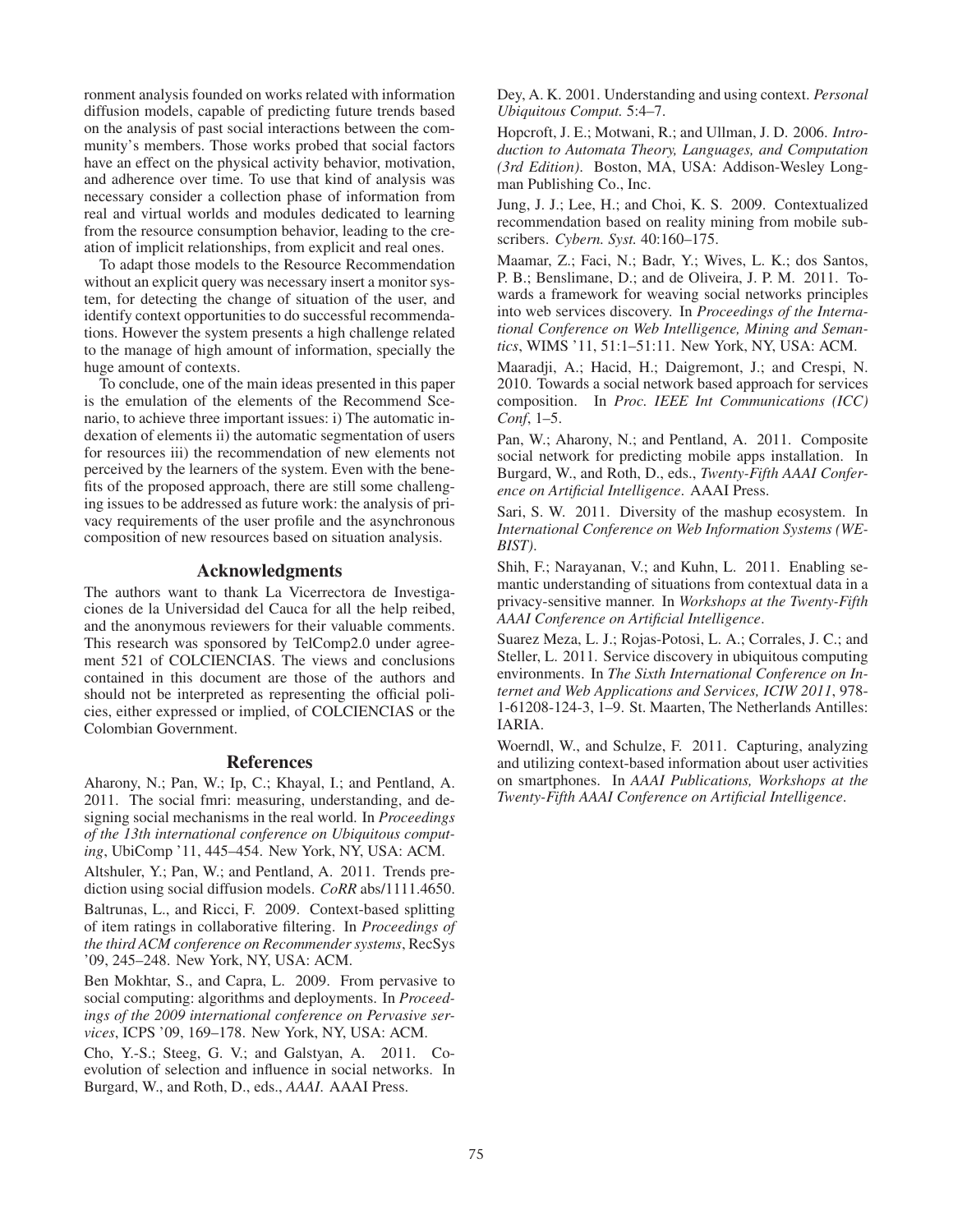ronment analysis founded on works related with information diffusion models, capable of predicting future trends based on the analysis of past social interactions between the community's members. Those works probed that social factors have an effect on the physical activity behavior, motivation, and adherence over time. To use that kind of analysis was necessary consider a collection phase of information from real and virtual worlds and modules dedicated to learning from the resource consumption behavior, leading to the creation of implicit relationships, from explicit and real ones.

To adapt those models to the Resource Recommendation without an explicit query was necessary insert a monitor system, for detecting the change of situation of the user, and identify context opportunities to do successful recommendations. However the system presents a high challenge related to the manage of high amount of information, specially the huge amount of contexts.

To conclude, one of the main ideas presented in this paper is the emulation of the elements of the Recommend Scenario, to achieve three important issues: i) The automatic indexation of elements ii) the automatic segmentation of users for resources iii) the recommendation of new elements not perceived by the learners of the system. Even with the benefits of the proposed approach, there are still some challenging issues to be addressed as future work: the analysis of privacy requirements of the user profile and the asynchronous composition of new resources based on situation analysis.

## Acknowledgments

The authors want to thank La Vicerrectora de Investigaciones de la Universidad del Cauca for all the help reibed, and the anonymous reviewers for their valuable comments. This research was sponsored by TelComp2.0 under agreement 521 of COLCIENCIAS. The views and conclusions contained in this document are those of the authors and should not be interpreted as representing the official policies, either expressed or implied, of COLCIENCIAS or the Colombian Government.

## References

Aharony, N.; Pan, W.; Ip, C.; Khayal, I.; and Pentland, A. 2011. The social fmri: measuring, understanding, and designing social mechanisms in the real world. In *Proceedings of the 13th international conference on Ubiquitous computing*, UbiComp '11, 445–454. New York, NY, USA: ACM.

Altshuler, Y.; Pan, W.; and Pentland, A. 2011. Trends prediction using social diffusion models. *CoRR* abs/1111.4650.

Baltrunas, L., and Ricci, F. 2009. Context-based splitting of item ratings in collaborative filtering. In *Proceedings of the third ACM conference on Recommender systems*, RecSys '09, 245–248. New York, NY, USA: ACM.

Ben Mokhtar, S., and Capra, L. 2009. From pervasive to social computing: algorithms and deployments. In *Proceedings of the 2009 international conference on Pervasive services*, ICPS '09, 169–178. New York, NY, USA: ACM.

Cho, Y.-S.; Steeg, G. V.; and Galstyan, A. 2011. Co-evolution of selection and influence in social networks. In Burgard, W., and Roth, D., eds., *AAAI*. AAAI Press.

Dey, A. K. 2001. Understanding and using context. *Personal Ubiquitous Comput.* 5:4–7.

Hopcroft, J. E.; Motwani, R.; and Ullman, J. D. 2006. *Introduction to Automata Theory, Languages, and Computation (3rd Edition)*. Boston, MA, USA: Addison-Wesley Longman Publishing Co., Inc.

Jung, J. J.; Lee, H.; and Choi, K. S. 2009. Contextualized recommendation based on reality mining from mobile subscribers. *Cybern. Syst.* 40:160–175.

Maamar, Z.; Faci, N.; Badr, Y.; Wives, L. K.; dos Santos, P. B.; Benslimane, D.; and de Oliveira, J. P. M. 2011. Towards a framework for weaving social networks principles into web services discovery. In *Proceedings of the International Conference on Web Intelligence, Mining and Semantics*, WIMS '11, 51:1–51:11. New York, NY, USA: ACM.

Maaradji, A.; Hacid, H.; Daigremont, J.; and Crespi, N. 2010. Towards a social network based approach for services composition. In *Proc. IEEE Int Communications (ICC) Conf*, 1–5.

Pan, W.; Aharony, N.; and Pentland, A. 2011. Composite social network for predicting mobile apps installation. In Burgard, W., and Roth, D., eds., *Twenty-Fifth AAAI Conference on Artificial Intelligence*. AAAI Press.

Sari, S. W. 2011. Diversity of the mashup ecosystem. In *International Conference on Web Information Systems (WEBIST)*.

Shih, F.; Narayanan, V.; and Kuhn, L. 2011. Enabling semantic understanding of situations from contextual data in a privacy-sensitive manner. In *Workshops at the Twenty-Fifth AAAI Conference on Artificial Intelligence*.

Suarez Meza, L. J.; Rojas-Potosi, L. A.; Corrales, J. C.; and Steller, L. 2011. Service discovery in ubiquitous computing environments. In *The Sixth International Conference on Internet and Web Applications and Services, ICIW 2011*, 978-1-61208-124-3, 1–9. St. Maarten, The Netherlands Antilles: IARIA.

Woerndl, W., and Schulze, F. 2011. Capturing, analyzing and utilizing context-based information about user activities on smartphones. In *AAAI Publications, Workshops at the Twenty-Fifth AAAI Conference on Artificial Intelligence*.